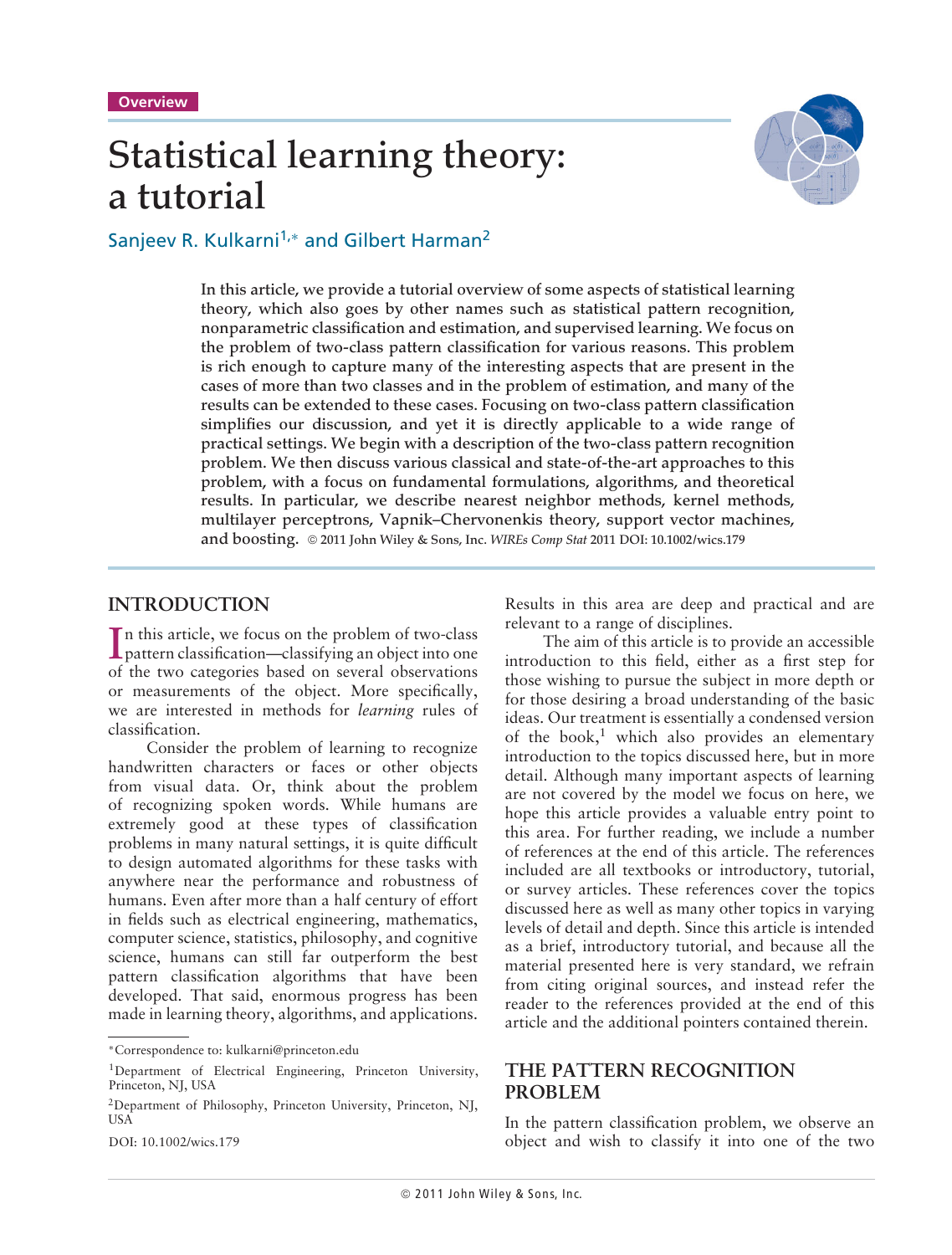Overview

# Statistical learning theory: a tutorial

Sanjeev R. Kulkarni[1,*] and Gilbert Harman[2]

**In this article, we provide a tutorial overview of some aspects of statistical learning theory, which also goes by other names such as statistical pattern recognition, nonparametric classification and estimation, and supervised learning. We focus on the problem of two-class pattern classification for various reasons. This problem is rich enough to capture many of the interesting aspects that are present in the cases of more than two classes and in the problem of estimation, and many of the results can be extended to these cases. Focusing on two-class pattern classification simplifies our discussion, and yet it is directly applicable to a wide range of practical settings. We begin with a description of the two-class pattern recognition problem. We then discuss various classical and state-of-the-art approaches to this problem, with a focus on fundamental formulations, algorithms, and theoretical results. In particular, we describe nearest neighbor methods, kernel methods, multilayer perceptrons, Vapnik–Chervonenkis theory, support vector machines, and boosting.** © 2011 John Wiley & Sons, Inc. *WIREs Comp Stat* 2011 DOI: 10.1002/wics.179

## INTRODUCTION

In this article, we focus on the problem of two-class pattern classification—classifying an object into one of the two categories based on several observations or measurements of the object. More specifically, we are interested in methods for *learning* rules of classification.

Consider the problem of learning to recognize handwritten characters or faces or other objects from visual data. Or, think about the problem of recognizing spoken words. While humans are extremely good at these types of classification problems in many natural settings, it is quite difficult to design automated algorithms for these tasks with anywhere near the performance and robustness of humans. Even after more than a half century of effort in fields such as electrical engineering, mathematics, computer science, statistics, philosophy, and cognitive science, humans can still far outperform the best pattern classification algorithms that have been developed. That said, enormous progress has been made in learning theory, algorithms, and applications. Results in this area are deep and practical and are relevant to a range of disciplines.

The aim of this article is to provide an accessible introduction to this field, either as a first step for those wishing to pursue the subject in more depth or for those desiring a broad understanding of the basic ideas. Our treatment is essentially a condensed version of the book,[1] which also provides an elementary introduction to the topics discussed here, but in more detail. Although many important aspects of learning are not covered by the model we focus on here, we hope this article provides a valuable entry point to this area. For further reading, we include a number of references at the end of this article. The references included are all textbooks or introductory, tutorial, or survey articles. These references cover the topics discussed here as well as many other topics in varying levels of detail and depth. Since this article is intended as a brief, introductory tutorial, and because all the material presented here is very standard, we refrain from citing original sources, and instead refer the reader to the references provided at the end of this article and the additional pointers contained therein.

## THE PATTERN RECOGNITION PROBLEM

In the pattern classification problem, we observe an object and wish to classify it into one of the two

*Correspondence to: kulkarni@princeton.edu

[1]Department of Electrical Engineering, Princeton University, Princeton, NJ, USA

[2]Department of Philosophy, Princeton University, Princeton, NJ, USA

DOI: 10.1002/wics.179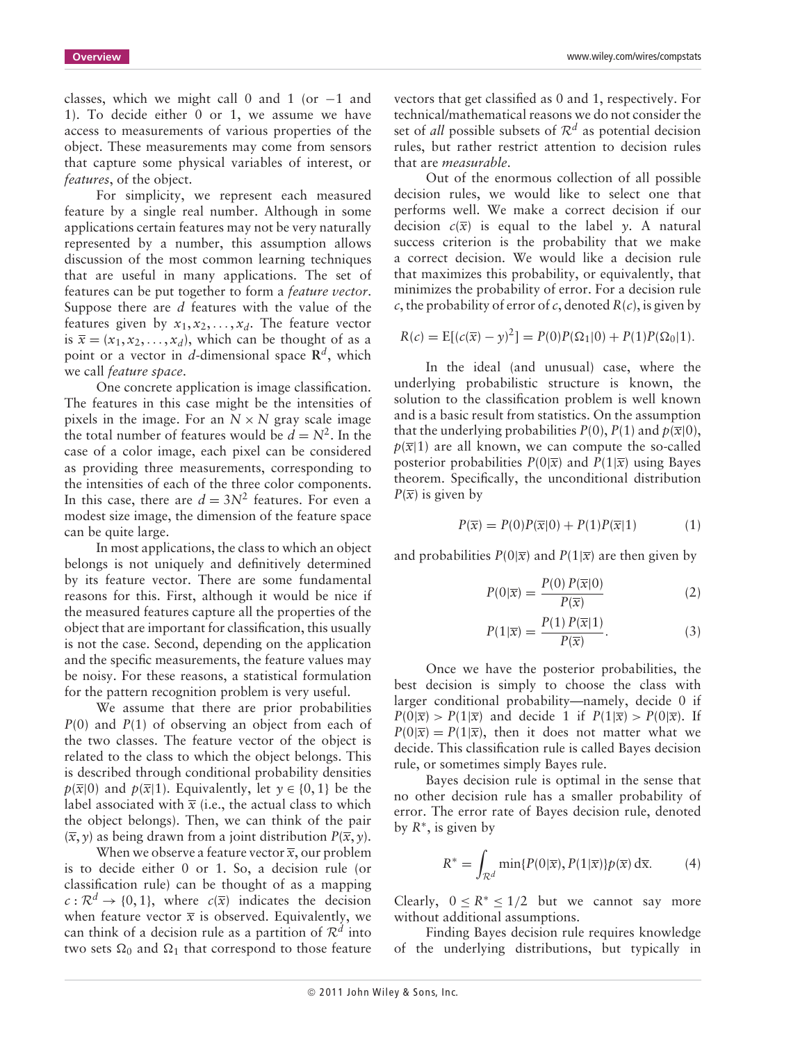classes, which we might call 0 and 1 (or −1 and 1). To decide either 0 or 1, we assume we have access to measurements of various properties of the object. These measurements may come from sensors that capture some physical variables of interest, or *features*, of the object.

For simplicity, we represent each measured feature by a single real number. Although in some applications certain features may not be very naturally represented by a number, this assumption allows discussion of the most common learning techniques that are useful in many applications. The set of features can be put together to form a *feature vector*. Suppose there are $d$ features with the value of the features given by $x_1, x_2, \ldots, x_d$. The feature vector is $\overline{x} = (x_1, x_2, \ldots, x_d)$, which can be thought of as a point or a vector in $d$-dimensional space $\mathbf{R}^d$, which we call *feature space*.

One concrete application is image classification. The features in this case might be the intensities of pixels in the image. For an $N \times N$ gray scale image the total number of features would be $d = N^2$. In the case of a color image, each pixel can be considered as providing three measurements, corresponding to the intensities of each of the three color components. In this case, there are $d = 3N^2$ features. For even a modest size image, the dimension of the feature space can be quite large.

In most applications, the class to which an object belongs is not uniquely and definitively determined by its feature vector. There are some fundamental reasons for this. First, although it would be nice if the measured features capture all the properties of the object that are important for classification, this usually is not the case. Second, depending on the application and the specific measurements, the feature values may be noisy. For these reasons, a statistical formulation for the pattern recognition problem is very useful.

We assume that there are prior probabilities $P(0)$ and $P(1)$ of observing an object from each of the two classes. The feature vector of the object is related to the class to which the object belongs. This is described through conditional probability densities $p(\overline{x}|0)$ and $p(\overline{x}|1)$. Equivalently, let $y \in \{0, 1\}$ be the label associated with $\overline{x}$ (i.e., the actual class to which the object belongs). Then, we can think of the pair $(\overline{x}, y)$ as being drawn from a joint distribution $P(\overline{x}, y)$.

When we observe a feature vector $\overline{x}$, our problem is to decide either 0 or 1. So, a decision rule (or classification rule) can be thought of as a mapping $c : \mathcal{R}^d \to \{0, 1\}$, where $c(\overline{x})$ indicates the decision when feature vector $\overline{x}$ is observed. Equivalently, we can think of a decision rule as a partition of $\mathcal{R}^d$ into two sets $\Omega_0$ and $\Omega_1$ that correspond to those feature vectors that get classified as 0 and 1, respectively. For technical/mathematical reasons we do not consider the set of *all* possible subsets of $\mathcal{R}^d$ as potential decision rules, but rather restrict attention to decision rules that are *measurable*.

Out of the enormous collection of all possible decision rules, we would like to select one that performs well. We make a correct decision if our decision $c(\overline{x})$ is equal to the label $y$. A natural success criterion is the probability that we make a correct decision. We would like a decision rule that maximizes this probability, or equivalently, that minimizes the probability of error. For a decision rule $c$, the probability of error of $c$, denoted $R(c)$, is given by

$$R(c) = \mathrm{E}[(c(\overline{x}) - y)^2] = P(0)P(\Omega_1|0) + P(1)P(\Omega_0|1).$$

In the ideal (and unusual) case, where the underlying probabilistic structure is known, the solution to the classification problem is well known and is a basic result from statistics. On the assumption that the underlying probabilities $P(0)$, $P(1)$ and $p(\overline{x}|0)$, $p(\overline{x}|1)$ are all known, we can compute the so-called posterior probabilities $P(0|\overline{x})$ and $P(1|\overline{x})$ using Bayes theorem. Specifically, the unconditional distribution $P(\overline{x})$ is given by

$$P(\overline{x}) = P(0)P(\overline{x}|0) + P(1)P(\overline{x}|1) \tag{1}$$

and probabilities $P(0|\overline{x})$ and $P(1|\overline{x})$ are then given by

$$P(0|\overline{x}) = \frac{P(0)\,P(\overline{x}|0)}{P(\overline{x})} \tag{2}$$

$$P(1|\overline{x}) = \frac{P(1)\,P(\overline{x}|1)}{P(\overline{x})}. \tag{3}$$

Once we have the posterior probabilities, the best decision is simply to choose the class with larger conditional probability—namely, decide 0 if $P(0|\overline{x}) > P(1|\overline{x})$ and decide 1 if $P(1|\overline{x}) > P(0|\overline{x})$. If $P(0|\overline{x}) = P(1|\overline{x})$, then it does not matter what we decide. This classification rule is called Bayes decision rule, or sometimes simply Bayes rule.

Bayes decision rule is optimal in the sense that no other decision rule has a smaller probability of error. The error rate of Bayes decision rule, denoted by $R^*$, is given by

$$R^* = \int_{\mathcal{R}^d} \min\{P(0|\overline{x}), P(1|\overline{x})\} p(\overline{x})\, \mathrm{d}\overline{x}. \tag{4}$$

Clearly, $0 \leq R^* \leq 1/2$ but we cannot say more without additional assumptions.

Finding Bayes decision rule requires knowledge of the underlying distributions, but typically in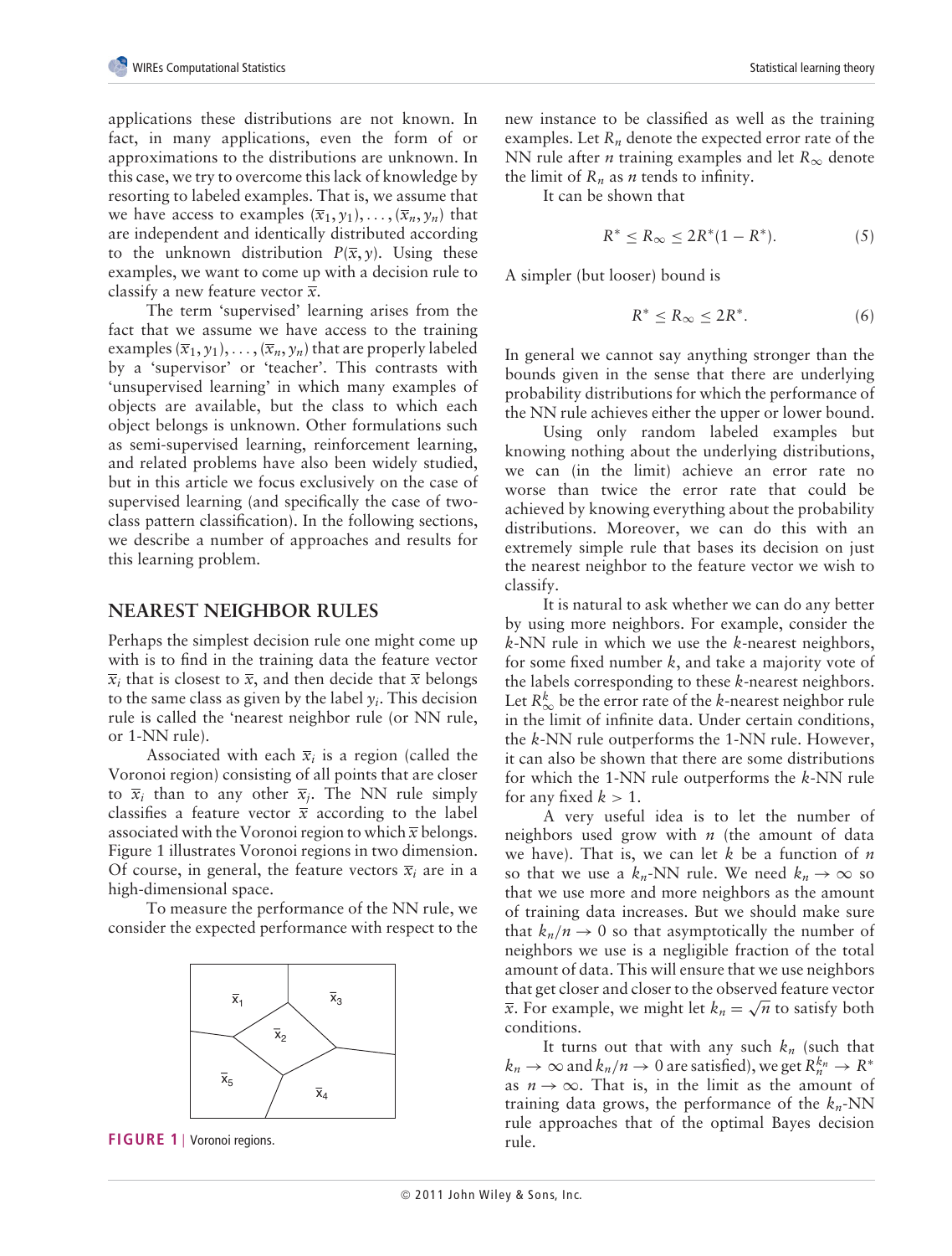applications these distributions are not known. In fact, in many applications, even the form of or approximations to the distributions are unknown. In this case, we try to overcome this lack of knowledge by resorting to labeled examples. That is, we assume that we have access to examples $(\bar{x}_1, y_1), \ldots, (\bar{x}_n, y_n)$ that are independent and identically distributed according to the unknown distribution $P(\bar{x}, y)$. Using these examples, we want to come up with a decision rule to classify a new feature vector $\bar{x}$.

The term 'supervised' learning arises from the fact that we assume we have access to the training examples $(\bar{x}_1, y_1), \ldots, (\bar{x}_n, y_n)$ that are properly labeled by a 'supervisor' or 'teacher'. This contrasts with 'unsupervised learning' in which many examples of objects are available, but the class to which each object belongs is unknown. Other formulations such as semi-supervised learning, reinforcement learning, and related problems have also been widely studied, but in this article we focus exclusively on the case of supervised learning (and specifically the case of two-class pattern classification). In the following sections, we describe a number of approaches and results for this learning problem.

## NEAREST NEIGHBOR RULES

Perhaps the simplest decision rule one might come up with is to find in the training data the feature vector $\bar{x}_i$ that is closest to $\bar{x}$, and then decide that $\bar{x}$ belongs to the same class as given by the label $y_i$. This decision rule is called the 'nearest neighbor rule (or NN rule, or 1-NN rule).

Associated with each $\bar{x}_i$ is a region (called the Voronoi region) consisting of all points that are closer to $\bar{x}_i$ than to any other $\bar{x}_j$. The NN rule simply classifies a feature vector $\bar{x}$ according to the label associated with the Voronoi region to which $\bar{x}$ belongs. Figure 1 illustrates Voronoi regions in two dimension. Of course, in general, the feature vectors $\bar{x}_i$ are in a high-dimensional space.

To measure the performance of the NN rule, we consider the expected performance with respect to the new instance to be classified as well as the training examples. Let $R_n$ denote the expected error rate of the NN rule after $n$ training examples and let $R_\infty$ denote the limit of $R_n$ as $n$ tends to infinity.

**FIGURE 1** | Voronoi regions.

It can be shown that

$$R^* \leq R_\infty \leq 2R^*(1 - R^*). \tag{5}$$

A simpler (but looser) bound is

$$R^* \leq R_\infty \leq 2R^*. \tag{6}$$

In general we cannot say anything stronger than the bounds given in the sense that there are underlying probability distributions for which the performance of the NN rule achieves either the upper or lower bound.

Using only random labeled examples but knowing nothing about the underlying distributions, we can (in the limit) achieve an error rate no worse than twice the error rate that could be achieved by knowing everything about the probability distributions. Moreover, we can do this with an extremely simple rule that bases its decision on just the nearest neighbor to the feature vector we wish to classify.

It is natural to ask whether we can do any better by using more neighbors. For example, consider the $k$-NN rule in which we use the $k$-nearest neighbors, for some fixed number $k$, and take a majority vote of the labels corresponding to these $k$-nearest neighbors. Let $R_\infty^k$ be the error rate of the $k$-nearest neighbor rule in the limit of infinite data. Under certain conditions, the $k$-NN rule outperforms the 1-NN rule. However, it can also be shown that there are some distributions for which the 1-NN rule outperforms the $k$-NN rule for any fixed $k > 1$.

A very useful idea is to let the number of neighbors used grow with $n$ (the amount of data we have). That is, we can let $k$ be a function of $n$ so that we use a $k_n$-NN rule. We need $k_n \to \infty$ so that we use more and more neighbors as the amount of training data increases. But we should make sure that $k_n/n \to 0$ so that asymptotically the number of neighbors we use is a negligible fraction of the total amount of data. This will ensure that we use neighbors that get closer and closer to the observed feature vector $\bar{x}$. For example, we might let $k_n = \sqrt{n}$ to satisfy both conditions.

It turns out that with any such $k_n$ (such that $k_n \to \infty$ and $k_n/n \to 0$ are satisfied), we get $R_n^{k_n} \to R^*$ as $n \to \infty$. That is, in the limit as the amount of training data grows, the performance of the $k_n$-NN rule approaches that of the optimal Bayes decision rule.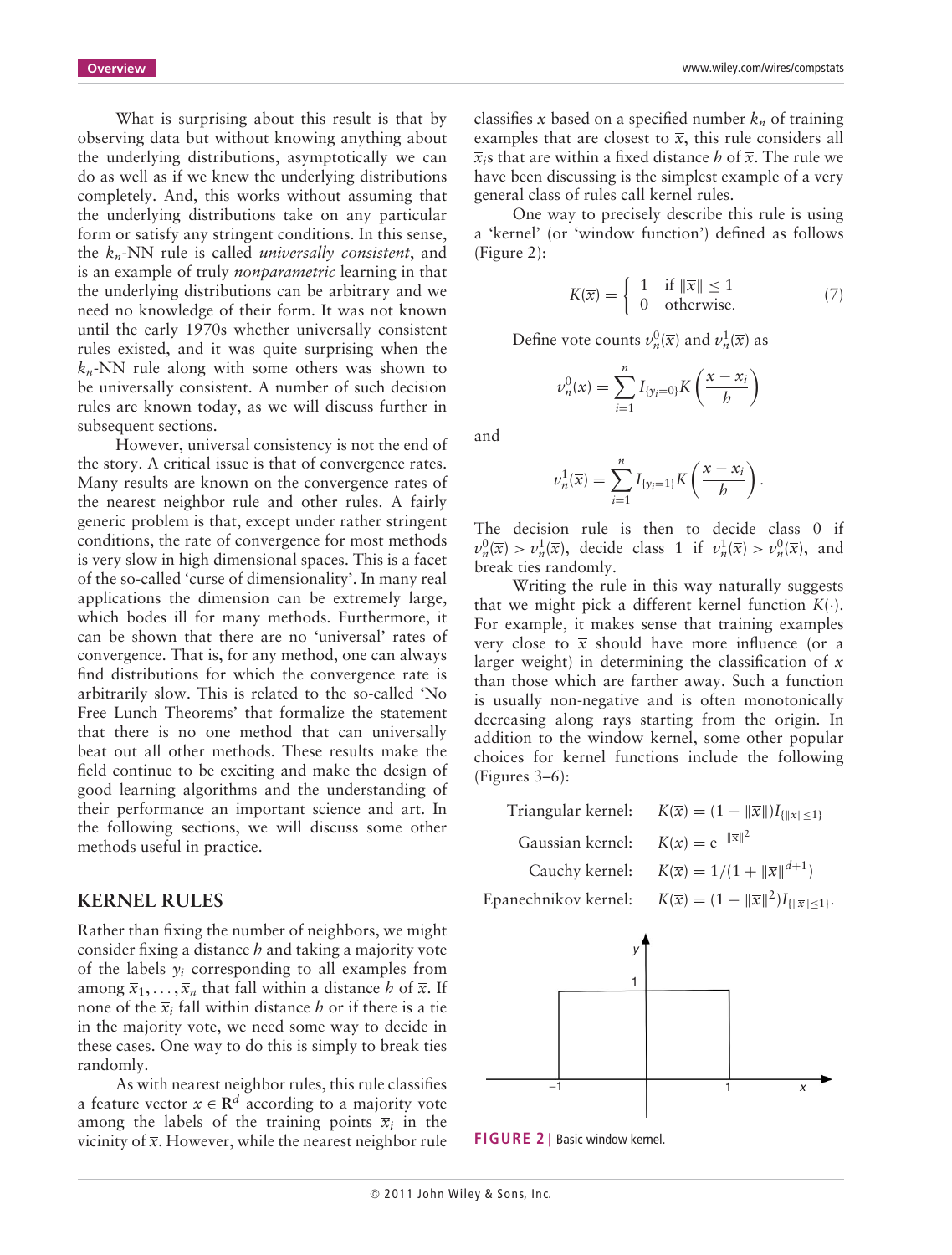What is surprising about this result is that by observing data but without knowing anything about the underlying distributions, asymptotically we can do as well as if we knew the underlying distributions completely. And, this works without assuming that the underlying distributions take on any particular form or satisfy any stringent conditions. In this sense, the $k_n$-NN rule is called *universally consistent*, and is an example of truly *nonparametric* learning in that the underlying distributions can be arbitrary and we need no knowledge of their form. It was not known until the early 1970s whether universally consistent rules existed, and it was quite surprising when the $k_n$-NN rule along with some others was shown to be universally consistent. A number of such decision rules are known today, as we will discuss further in subsequent sections.

However, universal consistency is not the end of the story. A critical issue is that of convergence rates. Many results are known on the convergence rates of the nearest neighbor rule and other rules. A fairly generic problem is that, except under rather stringent conditions, the rate of convergence for most methods is very slow in high dimensional spaces. This is a facet of the so-called 'curse of dimensionality'. In many real applications the dimension can be extremely large, which bodes ill for many methods. Furthermore, it can be shown that there are no 'universal' rates of convergence. That is, for any method, one can always find distributions for which the convergence rate is arbitrarily slow. This is related to the so-called 'No Free Lunch Theorems' that formalize the statement that there is no one method that can universally beat out all other methods. These results make the field continue to be exciting and make the design of good learning algorithms and the understanding of their performance an important science and art. In the following sections, we will discuss some other methods useful in practice.

## KERNEL RULES

Rather than fixing the number of neighbors, we might consider fixing a distance $h$ and taking a majority vote of the labels $y_i$ corresponding to all examples from among $\bar{x}_1, \ldots, \bar{x}_n$ that fall within a distance $h$ of $\bar{x}$. If none of the $\bar{x}_i$ fall within distance $h$ or if there is a tie in the majority vote, we need some way to decide in these cases. One way to do this is simply to break ties randomly.

As with nearest neighbor rules, this rule classifies a feature vector $\bar{x} \in \mathbf{R}^d$ according to a majority vote among the labels of the training points $\bar{x}_i$ in the vicinity of $\bar{x}$. However, while the nearest neighbor rule classifies $\bar{x}$ based on a specified number $k_n$ of training examples that are closest to $\bar{x}$, this rule considers all $\bar{x}_i$s that are within a fixed distance $h$ of $\bar{x}$. The rule we have been discussing is the simplest example of a very general class of rules call kernel rules.

One way to precisely describe this rule is using a 'kernel' (or 'window function') defined as follows (Figure 2):

$$K(\bar{x}) = \begin{cases} 1 & \text{if } \|\bar{x}\| \leq 1 \\ 0 & \text{otherwise.} \end{cases} \tag{7}$$

Define vote counts $v_n^0(\bar{x})$ and $v_n^1(\bar{x})$ as

$$v_n^0(\bar{x}) = \sum_{i=1}^{n} I_{\{y_i=0\}} K\left(\frac{\bar{x} - \bar{x}_i}{h}\right)$$

and

$$v_n^1(\bar{x}) = \sum_{i=1}^{n} I_{\{y_i=1\}} K\left(\frac{\bar{x} - \bar{x}_i}{h}\right).$$

The decision rule is then to decide class 0 if $v_n^0(\bar{x}) > v_n^1(\bar{x})$, decide class 1 if $v_n^1(\bar{x}) > v_n^0(\bar{x})$, and break ties randomly.

Writing the rule in this way naturally suggests that we might pick a different kernel function $K(\cdot)$. For example, it makes sense that training examples very close to $\bar{x}$ should have more influence (or a larger weight) in determining the classification of $\bar{x}$ than those which are farther away. Such a function is usually non-negative and is often monotonically decreasing along rays starting from the origin. In addition to the window kernel, some other popular choices for kernel functions include the following (Figures 3–6):

Triangular kernel: $K(\bar{x}) = (1 - \|\bar{x}\|) I_{\{\|\bar{x}\| \leq 1\}}$

Gaussian kernel: $K(\bar{x}) = e^{-\|\bar{x}\|^2}$

Cauchy kernel: $K(\bar{x}) = 1/(1 + \|\bar{x}\|^{d+1})$

Epanechnikov kernel: $K(\bar{x}) = (1 - \|\bar{x}\|^2) I_{\{\|\bar{x}\| \leq 1\}}$.

y
1
−1
1
x

**FIGURE 2** | Basic window kernel.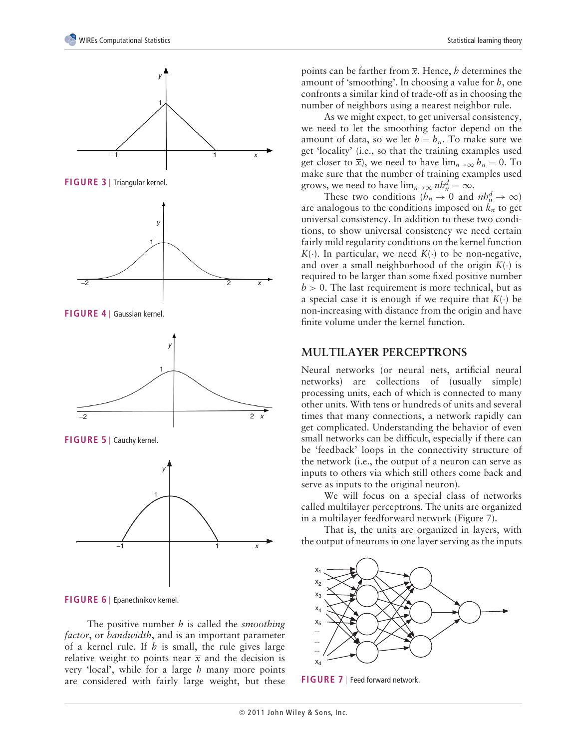FIGURE 3 | Triangular kernel.

FIGURE 4 | Gaussian kernel.

FIGURE 5 | Cauchy kernel.

FIGURE 6 | Epanechnikov kernel.

The positive number $h$ is called the *smoothing factor*, or *bandwidth*, and is an important parameter of a kernel rule. If $h$ is small, the rule gives large relative weight to points near $\bar{x}$ and the decision is very 'local', while for a large $h$ many more points are considered with fairly large weight, but these points can be farther from $\bar{x}$. Hence, $h$ determines the amount of 'smoothing'. In choosing a value for $h$, one confronts a similar kind of trade-off as in choosing the number of neighbors using a nearest neighbor rule.

As we might expect, to get universal consistency, we need to let the smoothing factor depend on the amount of data, so we let $h = h_n$. To make sure we get 'locality' (i.e., so that the training examples used get closer to $\bar{x}$), we need to have $\lim_{n\to\infty} h_n = 0$. To make sure that the number of training examples used grows, we need to have $\lim_{n\to\infty} nh_n^d = \infty$.

These two conditions ($h_n \to 0$ and $nh_n^d \to \infty$) are analogous to the conditions imposed on $k_n$ to get universal consistency. In addition to these two conditions, to show universal consistency we need certain fairly mild regularity conditions on the kernel function $K(\cdot)$. In particular, we need $K(\cdot)$ to be non-negative, and over a small neighborhood of the origin $K(\cdot)$ is required to be larger than some fixed positive number $b > 0$. The last requirement is more technical, but as a special case it is enough if we require that $K(\cdot)$ be non-increasing with distance from the origin and have finite volume under the kernel function.

## MULTILAYER PERCEPTRONS

Neural networks (or neural nets, artificial neural networks) are collections of (usually simple) processing units, each of which is connected to many other units. With tens or hundreds of units and several times that many connections, a network rapidly can get complicated. Understanding the behavior of even small networks can be difficult, especially if there can be 'feedback' loops in the connectivity structure of the network (i.e., the output of a neuron can serve as inputs to others via which still others come back and serve as inputs to the original neuron).

We will focus on a special class of networks called multilayer perceptrons. The units are organized in a multilayer feedforward network (Figure 7).

That is, the units are organized in layers, with the output of neurons in one layer serving as the inputs

FIGURE 7 | Feed forward network.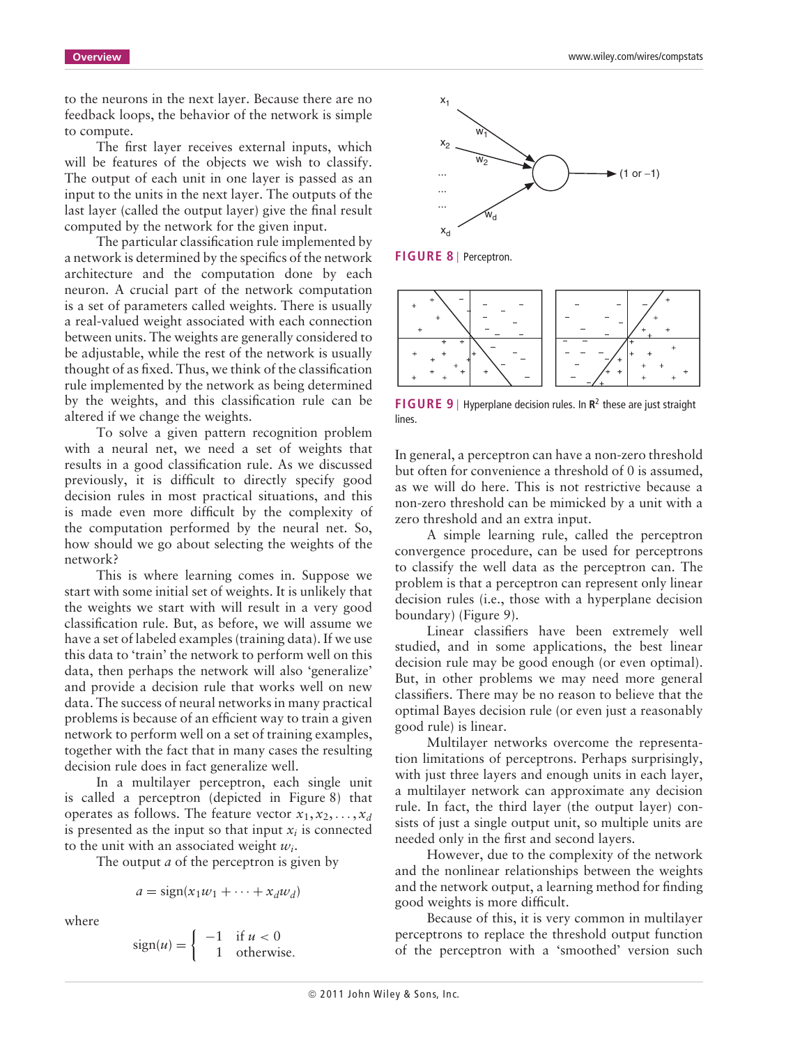to the neurons in the next layer. Because there are no feedback loops, the behavior of the network is simple to compute.

The first layer receives external inputs, which will be features of the objects we wish to classify. The output of each unit in one layer is passed as an input to the units in the next layer. The outputs of the last layer (called the output layer) give the final result computed by the network for the given input.

The particular classification rule implemented by a network is determined by the specifics of the network architecture and the computation done by each neuron. A crucial part of the network computation is a set of parameters called weights. There is usually a real-valued weight associated with each connection between units. The weights are generally considered to be adjustable, while the rest of the network is usually thought of as fixed. Thus, we think of the classification rule implemented by the network as being determined by the weights, and this classification rule can be altered if we change the weights.

To solve a given pattern recognition problem with a neural net, we need a set of weights that results in a good classification rule. As we discussed previously, it is difficult to directly specify good decision rules in most practical situations, and this is made even more difficult by the complexity of the computation performed by the neural net. So, how should we go about selecting the weights of the network?

This is where learning comes in. Suppose we start with some initial set of weights. It is unlikely that the weights we start with will result in a very good classification rule. But, as before, we will assume we have a set of labeled examples (training data). If we use this data to 'train' the network to perform well on this data, then perhaps the network will also 'generalize' and provide a decision rule that works well on new data. The success of neural networks in many practical problems is because of an efficient way to train a given network to perform well on a set of training examples, together with the fact that in many cases the resulting decision rule does in fact generalize well.

In a multilayer perceptron, each single unit is called a perceptron (depicted in Figure 8) that operates as follows. The feature vector $x_1, x_2, \ldots, x_d$ is presented as the input so that input $x_i$ is connected to the unit with an associated weight $w_i$.

The output $a$ of the perceptron is given by

$$a = \text{sign}(x_1 w_1 + \cdots + x_d w_d)$$

where

$$\text{sign}(u) = \begin{cases} -1 & \text{if } u < 0 \\ 1 & \text{otherwise.} \end{cases}$$

x1
x2
...
...
...
xd
w1
w2
wd
(1 or −1)

**FIGURE 8** | Perceptron.

**FIGURE 9** | Hyperplane decision rules. In $\mathbf{R}^2$ these are just straight lines.

In general, a perceptron can have a non-zero threshold but often for convenience a threshold of 0 is assumed, as we will do here. This is not restrictive because a non-zero threshold can be mimicked by a unit with a zero threshold and an extra input.

A simple learning rule, called the perceptron convergence procedure, can be used for perceptrons to classify the well data as the perceptron can. The problem is that a perceptron can represent only linear decision rules (i.e., those with a hyperplane decision boundary) (Figure 9).

Linear classifiers have been extremely well studied, and in some applications, the best linear decision rule may be good enough (or even optimal). But, in other problems we may need more general classifiers. There may be no reason to believe that the optimal Bayes decision rule (or even just a reasonably good rule) is linear.

Multilayer networks overcome the representation limitations of perceptrons. Perhaps surprisingly, with just three layers and enough units in each layer, a multilayer network can approximate any decision rule. In fact, the third layer (the output layer) consists of just a single output unit, so multiple units are needed only in the first and second layers.

However, due to the complexity of the network and the nonlinear relationships between the weights and the network output, a learning method for finding good weights is more difficult.

Because of this, it is very common in multilayer perceptrons to replace the threshold output function of the perceptron with a 'smoothed' version such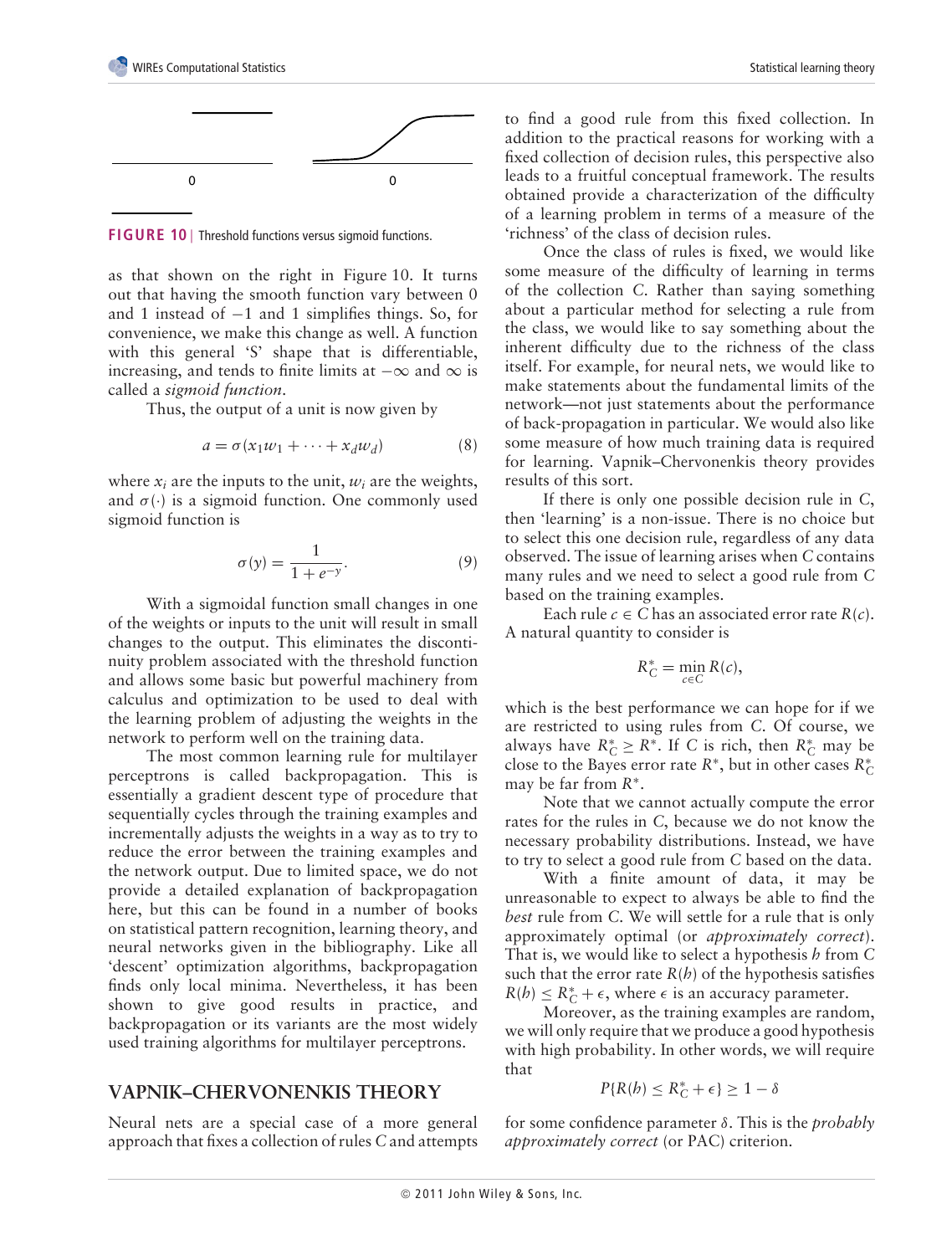0

0

FIGURE 10 | Threshold functions versus sigmoid functions.

as that shown on the right in Figure 10. It turns out that having the smooth function vary between 0 and 1 instead of −1 and 1 simplifies things. So, for convenience, we make this change as well. A function with this general 'S' shape that is differentiable, increasing, and tends to finite limits at $-\infty$ and $\infty$ is called a *sigmoid function*.

Thus, the output of a unit is now given by

$$a = \sigma(x_1 w_1 + \cdots + x_d w_d) \tag{8}$$

where $x_i$ are the inputs to the unit, $w_i$ are the weights, and $\sigma(\cdot)$ is a sigmoid function. One commonly used sigmoid function is

$$\sigma(y) = \frac{1}{1 + e^{-y}}. \tag{9}$$

With a sigmoidal function small changes in one of the weights or inputs to the unit will result in small changes to the output. This eliminates the discontinuity problem associated with the threshold function and allows some basic but powerful machinery from calculus and optimization to be used to deal with the learning problem of adjusting the weights in the network to perform well on the training data.

The most common learning rule for multilayer perceptrons is called backpropagation. This is essentially a gradient descent type of procedure that sequentially cycles through the training examples and incrementally adjusts the weights in a way as to try to reduce the error between the training examples and the network output. Due to limited space, we do not provide a detailed explanation of backpropagation here, but this can be found in a number of books on statistical pattern recognition, learning theory, and neural networks given in the bibliography. Like all 'descent' optimization algorithms, backpropagation finds only local minima. Nevertheless, it has been shown to give good results in practice, and backpropagation or its variants are the most widely used training algorithms for multilayer perceptrons.

## VAPNIK–CHERVONENKIS THEORY

Neural nets are a special case of a more general approach that fixes a collection of rules $C$ and attempts to find a good rule from this fixed collection. In addition to the practical reasons for working with a fixed collection of decision rules, this perspective also leads to a fruitful conceptual framework. The results obtained provide a characterization of the difficulty of a learning problem in terms of a measure of the 'richness' of the class of decision rules.

Once the class of rules is fixed, we would like some measure of the difficulty of learning in terms of the collection $C$. Rather than saying something about a particular method for selecting a rule from the class, we would like to say something about the inherent difficulty due to the richness of the class itself. For example, for neural nets, we would like to make statements about the fundamental limits of the network—not just statements about the performance of back-propagation in particular. We would also like some measure of how much training data is required for learning. Vapnik–Chervonenkis theory provides results of this sort.

If there is only one possible decision rule in $C$, then 'learning' is a non-issue. There is no choice but to select this one decision rule, regardless of any data observed. The issue of learning arises when $C$ contains many rules and we need to select a good rule from $C$ based on the training examples.

Each rule $c \in C$ has an associated error rate $R(c)$. A natural quantity to consider is

$$R_C^* = \min_{c \in C} R(c),$$

which is the best performance we can hope for if we are restricted to using rules from $C$. Of course, we always have $R_C^* \geq R^*$. If $C$ is rich, then $R_C^*$ may be close to the Bayes error rate $R^*$, but in other cases $R_C^*$ may be far from $R^*$.

Note that we cannot actually compute the error rates for the rules in $C$, because we do not know the necessary probability distributions. Instead, we have to try to select a good rule from $C$ based on the data.

With a finite amount of data, it may be unreasonable to expect to always be able to find the *best* rule from $C$. We will settle for a rule that is only approximately optimal (or *approximately correct*). That is, we would like to select a hypothesis $h$ from $C$ such that the error rate $R(h)$ of the hypothesis satisfies $R(h) \leq R_C^* + \epsilon$, where $\epsilon$ is an accuracy parameter.

Moreover, as the training examples are random, we will only require that we produce a good hypothesis with high probability. In other words, we will require that

$$P\{R(h) \leq R_C^* + \epsilon\} \geq 1 - \delta$$

for some confidence parameter $\delta$. This is the *probably approximately correct* (or PAC) criterion.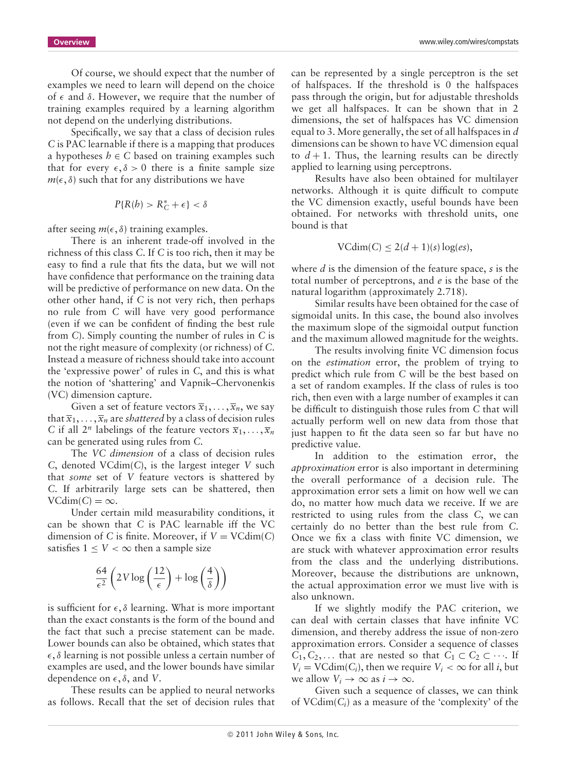Of course, we should expect that the number of examples we need to learn will depend on the choice of $\epsilon$ and $\delta$. However, we require that the number of training examples required by a learning algorithm not depend on the underlying distributions.

Specifically, we say that a class of decision rules $C$ is PAC learnable if there is a mapping that produces a hypotheses $h \in C$ based on training examples such that for every $\epsilon, \delta > 0$ there is a finite sample size $m(\epsilon, \delta)$ such that for any distributions we have

$$P\{R(h) > R_C^* + \epsilon\} < \delta$$

after seeing $m(\epsilon, \delta)$ training examples.

There is an inherent trade-off involved in the richness of this class $C$. If $C$ is too rich, then it may be easy to find a rule that fits the data, but we will not have confidence that performance on the training data will be predictive of performance on new data. On the other other hand, if $C$ is not very rich, then perhaps no rule from $C$ will have very good performance (even if we can be confident of finding the best rule from $C$). Simply counting the number of rules in $C$ is not the right measure of complexity (or richness) of $C$. Instead a measure of richness should take into account the 'expressive power' of rules in $C$, and this is what the notion of 'shattering' and Vapnik–Chervonenkis (VC) dimension capture.

Given a set of feature vectors $\bar{x}_1, \ldots, \bar{x}_n$, we say that $\bar{x}_1, \ldots, \bar{x}_n$ are *shattered* by a class of decision rules $C$ if all $2^n$ labelings of the feature vectors $\bar{x}_1, \ldots, \bar{x}_n$ can be generated using rules from $C$.

The *VC dimension* of a class of decision rules $C$, denoted $\text{VCdim}(C)$, is the largest integer $V$ such that *some* set of $V$ feature vectors is shattered by $C$. If arbitrarily large sets can be shattered, then $\text{VCdim}(C) = \infty$.

Under certain mild measurability conditions, it can be shown that $C$ is PAC learnable iff the VC dimension of $C$ is finite. Moreover, if $V = \text{VCdim}(C)$ satisfies $1 \leq V < \infty$ then a sample size

$$\frac{64}{\epsilon^2}\left(2V \log\left(\frac{12}{\epsilon}\right) + \log\left(\frac{4}{\delta}\right)\right)$$

is sufficient for $\epsilon, \delta$ learning. What is more important than the exact constants is the form of the bound and the fact that such a precise statement can be made. Lower bounds can also be obtained, which states that $\epsilon, \delta$ learning is not possible unless a certain number of examples are used, and the lower bounds have similar dependence on $\epsilon$, $\delta$, and $V$.

These results can be applied to neural networks as follows. Recall that the set of decision rules that can be represented by a single perceptron is the set of halfspaces. If the threshold is 0 the halfspaces pass through the origin, but for adjustable thresholds we get all halfspaces. It can be shown that in 2 dimensions, the set of halfspaces has VC dimension equal to 3. More generally, the set of all halfspaces in $d$ dimensions can be shown to have VC dimension equal to $d + 1$. Thus, the learning results can be directly applied to learning using perceptrons.

Results have also been obtained for multilayer networks. Although it is quite difficult to compute the VC dimension exactly, useful bounds have been obtained. For networks with threshold units, one bound is that

$$\text{VCdim}(C) \leq 2(d + 1)(s) \log(es),$$

where $d$ is the dimension of the feature space, $s$ is the total number of perceptrons, and $e$ is the base of the natural logarithm (approximately 2.718).

Similar results have been obtained for the case of sigmoidal units. In this case, the bound also involves the maximum slope of the sigmoidal output function and the maximum allowed magnitude for the weights.

The results involving finite VC dimension focus on the *estimation* error, the problem of trying to predict which rule from C will be the best based on a set of random examples. If the class of rules is too rich, then even with a large number of examples it can be difficult to distinguish those rules from $C$ that will actually perform well on new data from those that just happen to fit the data seen so far but have no predictive value.

In addition to the estimation error, the *approximation* error is also important in determining the overall performance of a decision rule. The approximation error sets a limit on how well we can do, no matter how much data we receive. If we are restricted to using rules from the class $C$, we can certainly do no better than the best rule from $C$. Once we fix a class with finite VC dimension, we are stuck with whatever approximation error results from the class and the underlying distributions. Moreover, because the distributions are unknown, the actual approximation error we must live with is also unknown.

If we slightly modify the PAC criterion, we can deal with certain classes that have infinite VC dimension, and thereby address the issue of non-zero approximation errors. Consider a sequence of classes $C_1, C_2, \ldots$ that are nested so that $C_1 \subset C_2 \subset \cdots$. If $V_i = \text{VCdim}(C_i)$, then we require $V_i < \infty$ for all $i$, but we allow $V_i \to \infty$ as $i \to \infty$.

Given such a sequence of classes, we can think of $\text{VCdim}(C_i)$ as a measure of the 'complexity' of the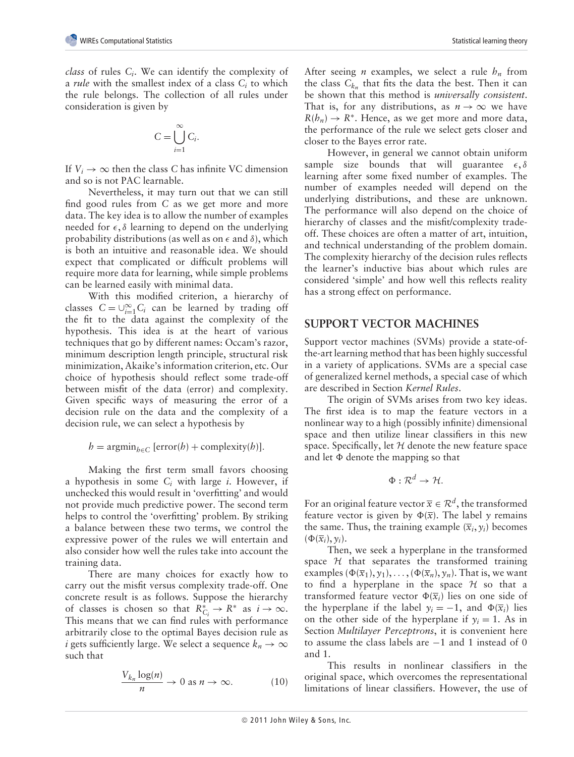*class* of rules $C_i$. We can identify the complexity of a *rule* with the smallest index of a class $C_i$ to which the rule belongs. The collection of all rules under consideration is given by

$$C = \bigcup_{i=1}^{\infty} C_i.$$

If $V_i \to \infty$ then the class $C$ has infinite VC dimension and so is not PAC learnable.

Nevertheless, it may turn out that we can still find good rules from $C$ as we get more and more data. The key idea is to allow the number of examples needed for $\epsilon, \delta$ learning to depend on the underlying probability distributions (as well as on $\epsilon$ and $\delta$), which is both an intuitive and reasonable idea. We should expect that complicated or difficult problems will require more data for learning, while simple problems can be learned easily with minimal data.

With this modified criterion, a hierarchy of classes $C = \cup_{i=1}^{\infty} C_i$ can be learned by trading off the fit to the data against the complexity of the hypothesis. This idea is at the heart of various techniques that go by different names: Occam's razor, minimum description length principle, structural risk minimization, Akaike's information criterion, etc. Our choice of hypothesis should reflect some trade-off between misfit of the data (error) and complexity. Given specific ways of measuring the error of a decision rule on the data and the complexity of a decision rule, we can select a hypothesis by

$$h = \text{argmin}_{h \in C} \, [\text{error}(h) + \text{complexity}(h)].$$

Making the first term small favors choosing a hypothesis in some $C_i$ with large $i$. However, if unchecked this would result in 'overfitting' and would not provide much predictive power. The second term helps to control the 'overfitting' problem. By striking a balance between these two terms, we control the expressive power of the rules we will entertain and also consider how well the rules take into account the training data.

There are many choices for exactly how to carry out the misfit versus complexity trade-off. One concrete result is as follows. Suppose the hierarchy of classes is chosen so that $R^*_{C_i} \to R^*$ as $i \to \infty$. This means that we can find rules with performance arbitrarily close to the optimal Bayes decision rule as $i$ gets sufficiently large. We select a sequence $k_n \to \infty$ such that

$$\frac{V_{k_n} \log(n)}{n} \to 0 \text{ as } n \to \infty. \qquad (10)$$

After seeing $n$ examples, we select a rule $h_n$ from the class $C_{k_n}$ that fits the data the best. Then it can be shown that this method is *universally consistent*. That is, for any distributions, as $n \to \infty$ we have $R(h_n) \to R^*$. Hence, as we get more and more data, the performance of the rule we select gets closer and closer to the Bayes error rate.

However, in general we cannot obtain uniform sample size bounds that will guarantee $\epsilon, \delta$ learning after some fixed number of examples. The number of examples needed will depend on the underlying distributions, and these are unknown. The performance will also depend on the choice of hierarchy of classes and the misfit/complexity trade-off. These choices are often a matter of art, intuition, and technical understanding of the problem domain. The complexity hierarchy of the decision rules reflects the learner's inductive bias about which rules are considered 'simple' and how well this reflects reality has a strong effect on performance.

## SUPPORT VECTOR MACHINES

Support vector machines (SVMs) provide a state-of-the-art learning method that has been highly successful in a variety of applications. SVMs are a special case of generalized kernel methods, a special case of which are described in Section *Kernel Rules*.

The origin of SVMs arises from two key ideas. The first idea is to map the feature vectors in a nonlinear way to a high (possibly infinite) dimensional space and then utilize linear classifiers in this new space. Specifically, let $\mathcal{H}$ denote the new feature space and let $\Phi$ denote the mapping so that

$$\Phi : \mathcal{R}^d \to \mathcal{H}.$$

For an original feature vector $\bar{x} \in \mathcal{R}^d$, the transformed feature vector is given by $\Phi(\bar{x})$. The label $y$ remains the same. Thus, the training example $(\bar{x}_i, y_i)$ becomes $(\Phi(\bar{x}_i), y_i)$.

Then, we seek a hyperplane in the transformed space $\mathcal{H}$ that separates the transformed training examples $(\Phi(\bar{x}_1), y_1), \ldots, (\Phi(\bar{x}_n), y_n)$. That is, we want to find a hyperplane in the space $\mathcal{H}$ so that a transformed feature vector $\Phi(\bar{x}_i)$ lies on one side of the hyperplane if the label $y_i = -1$, and $\Phi(\bar{x}_i)$ lies on the other side of the hyperplane if $y_i = 1$. As in Section *Multilayer Perceptrons*, it is convenient here to assume the class labels are $-1$ and 1 instead of 0 and 1.

This results in nonlinear classifiers in the original space, which overcomes the representational limitations of linear classifiers. However, the use of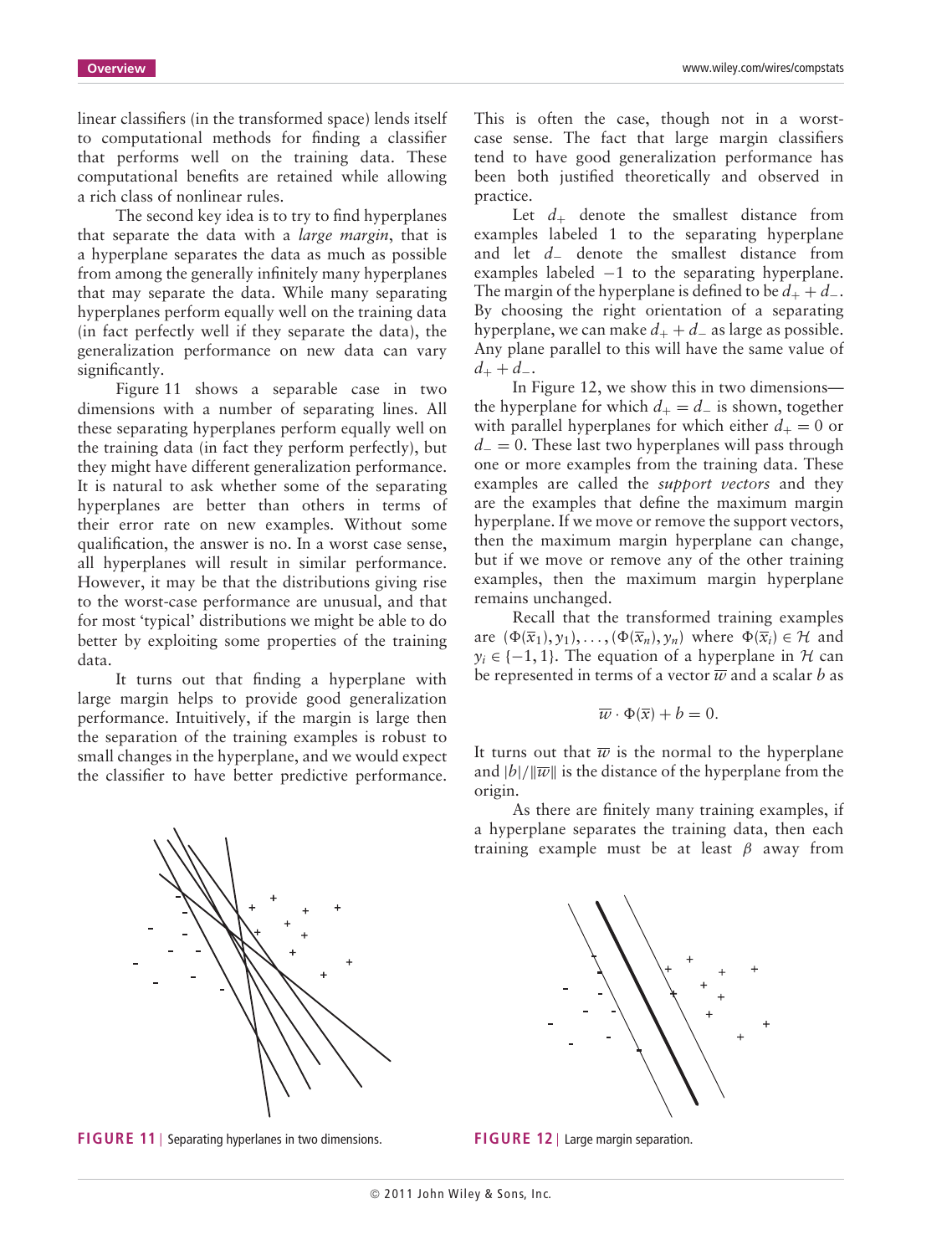linear classifiers (in the transformed space) lends itself to computational methods for finding a classifier that performs well on the training data. These computational benefits are retained while allowing a rich class of nonlinear rules.

The second key idea is to try to find hyperplanes that separate the data with a *large margin*, that is a hyperplane separates the data as much as possible from among the generally infinitely many hyperplanes that may separate the data. While many separating hyperplanes perform equally well on the training data (in fact perfectly well if they separate the data), the generalization performance on new data can vary significantly.

Figure 11 shows a separable case in two dimensions with a number of separating lines. All these separating hyperplanes perform equally well on the training data (in fact they perform perfectly), but they might have different generalization performance. It is natural to ask whether some of the separating hyperplanes are better than others in terms of their error rate on new examples. Without some qualification, the answer is no. In a worst case sense, all hyperplanes will result in similar performance. However, it may be that the distributions giving rise to the worst-case performance are unusual, and that for most 'typical' distributions we might be able to do better by exploiting some properties of the training data.

It turns out that finding a hyperplane with large margin helps to provide good generalization performance. Intuitively, if the margin is large then the separation of the training examples is robust to small changes in the hyperplane, and we would expect the classifier to have better predictive performance. This is often the case, though not in a worst-case sense. The fact that large margin classifiers tend to have good generalization performance has been both justified theoretically and observed in practice.

Let $d_+$ denote the smallest distance from examples labeled 1 to the separating hyperplane and let $d_-$ denote the smallest distance from examples labeled $-1$ to the separating hyperplane. The margin of the hyperplane is defined to be $d_+ + d_-$. By choosing the right orientation of a separating hyperplane, we can make $d_+ + d_-$ as large as possible. Any plane parallel to this will have the same value of $d_+ + d_-$.

In Figure 12, we show this in two dimensions—the hyperplane for which $d_+ = d_-$ is shown, together with parallel hyperplanes for which either $d_+ = 0$ or $d_- = 0$. These last two hyperplanes will pass through one or more examples from the training data. These examples are called the *support vectors* and they are the examples that define the maximum margin hyperplane. If we move or remove the support vectors, then the maximum margin hyperplane can change, but if we move or remove any of the other training examples, then the maximum margin hyperplane remains unchanged.

Recall that the transformed training examples are $(\Phi(\overline{x}_1), y_1), \ldots, (\Phi(\overline{x}_n), y_n)$ where $\Phi(\overline{x}_i) \in \mathcal{H}$ and $y_i \in \{-1, 1\}$. The equation of a hyperplane in $\mathcal{H}$ can be represented in terms of a vector $\overline{w}$ and a scalar $b$ as

$$\overline{w} \cdot \Phi(\overline{x}) + b = 0.$$

It turns out that $\overline{w}$ is the normal to the hyperplane and $|b|/\|\overline{w}\|$ is the distance of the hyperplane from the origin.

As there are finitely many training examples, if a hyperplane separates the training data, then each training example must be at least $\beta$ away from

**FIGURE 11** | Separating hyperplanes in two dimensions.

**FIGURE 12** | Large margin separation.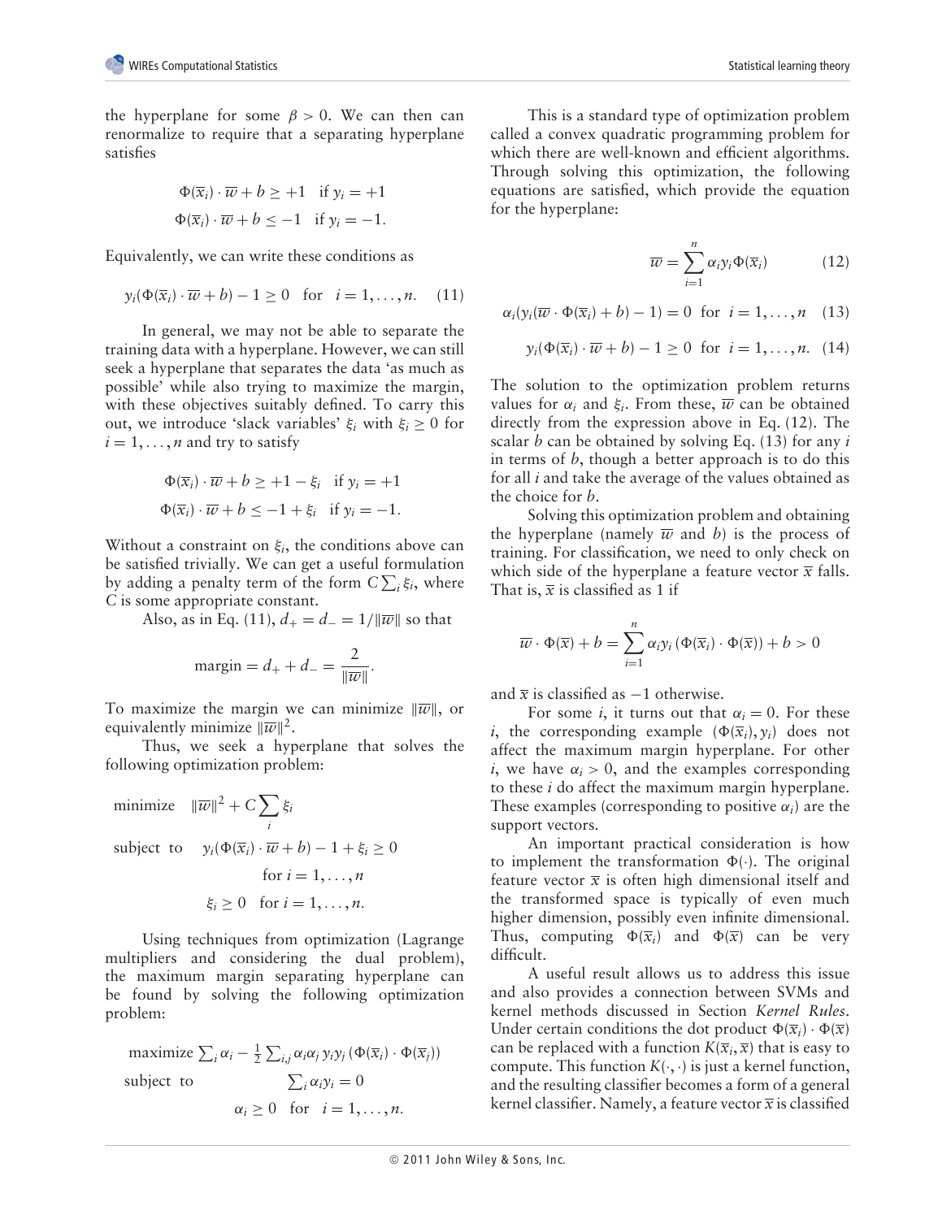the hyperplane for some $\beta > 0$. We can then can renormalize to require that a separating hyperplane satisfies

$$\Phi(\overline{x}_i) \cdot \overline{w} + b \geq +1 \quad \text{if } y_i = +1$$
$$\Phi(\overline{x}_i) \cdot \overline{w} + b \leq -1 \quad \text{if } y_i = -1.$$

Equivalently, we can write these conditions as

$$y_i(\Phi(\overline{x}_i) \cdot \overline{w} + b) - 1 \geq 0 \quad \text{for} \quad i = 1, \ldots, n. \quad (11)$$

In general, we may not be able to separate the training data with a hyperplane. However, we can still seek a hyperplane that separates the data 'as much as possible' while also trying to maximize the margin, with these objectives suitably defined. To carry this out, we introduce 'slack variables' $\xi_i$ with $\xi_i \geq 0$ for $i = 1, \ldots, n$ and try to satisfy

$$\Phi(\overline{x}_i) \cdot \overline{w} + b \geq +1 - \xi_i \quad \text{if } y_i = +1$$
$$\Phi(\overline{x}_i) \cdot \overline{w} + b \leq -1 + \xi_i \quad \text{if } y_i = -1.$$

Without a constraint on $\xi_i$, the conditions above can be satisfied trivially. We can get a useful formulation by adding a penalty term of the form $C\sum_i \xi_i$, where $C$ is some appropriate constant.

Also, as in Eq. (11), $d_+ = d_- = 1/\|\overline{w}\|$ so that

$$\text{margin} = d_+ + d_- = \frac{2}{\|\overline{w}\|}.$$

To maximize the margin we can minimize $\|\overline{w}\|$, or equivalently minimize $\|\overline{w}\|^2$.

Thus, we seek a hyperplane that solves the following optimization problem:

$$\begin{aligned}
\text{minimize} \quad & \|\overline{w}\|^2 + C\sum_i \xi_i \\
\text{subject to} \quad & y_i(\Phi(\overline{x}_i) \cdot \overline{w} + b) - 1 + \xi_i \geq 0 \\
& \text{for } i = 1, \ldots, n \\
& \xi_i \geq 0 \quad \text{for } i = 1, \ldots, n.
\end{aligned}$$

Using techniques from optimization (Lagrange multipliers and considering the dual problem), the maximum margin separating hyperplane can be found by solving the following optimization problem:

$$\begin{aligned}
\text{maximize} \quad & \textstyle\sum_i \alpha_i - \frac{1}{2}\sum_{i,j} \alpha_i \alpha_j y_i y_j \left(\Phi(\overline{x}_i) \cdot \Phi(\overline{x}_j)\right) \\
\text{subject to} \quad & \textstyle\sum_i \alpha_i y_i = 0 \\
& \alpha_i \geq 0 \quad \text{for} \quad i = 1, \ldots, n.
\end{aligned}$$

This is a standard type of optimization problem called a convex quadratic programming problem for which there are well-known and efficient algorithms. Through solving this optimization, the following equations are satisfied, which provide the equation for the hyperplane:

$$\overline{w} = \sum_{i=1}^{n} \alpha_i y_i \Phi(\overline{x}_i) \quad (12)$$

$$\alpha_i(y_i(\overline{w} \cdot \Phi(\overline{x}_i) + b) - 1) = 0 \quad \text{for} \quad i = 1, \ldots, n \quad (13)$$

$$y_i(\Phi(\overline{x}_i) \cdot \overline{w} + b) - 1 \geq 0 \quad \text{for} \quad i = 1, \ldots, n. \quad (14)$$

The solution to the optimization problem returns values for $\alpha_i$ and $\xi_i$. From these, $\overline{w}$ can be obtained directly from the expression above in Eq. (12). The scalar $b$ can be obtained by solving Eq. (13) for any $i$ in terms of $b$, though a better approach is to do this for all $i$ and take the average of the values obtained as the choice for $b$.

Solving this optimization problem and obtaining the hyperplane (namely $\overline{w}$ and $b$) is the process of training. For classification, we need to only check on which side of the hyperplane a feature vector $\overline{x}$ falls. That is, $\overline{x}$ is classified as 1 if

$$\overline{w} \cdot \Phi(\overline{x}) + b = \sum_{i=1}^{n} \alpha_i y_i \left(\Phi(\overline{x}_i) \cdot \Phi(\overline{x})\right) + b > 0$$

and $\overline{x}$ is classified as $-1$ otherwise.

For some $i$, it turns out that $\alpha_i = 0$. For these $i$, the corresponding example $(\Phi(\overline{x}_i), y_i)$ does not affect the maximum margin hyperplane. For other $i$, we have $\alpha_i > 0$, and the examples corresponding to these $i$ do affect the maximum margin hyperplane. These examples (corresponding to positive $\alpha_i$) are the support vectors.

An important practical consideration is how to implement the transformation $\Phi(\cdot)$. The original feature vector $\overline{x}$ is often high dimensional itself and the transformed space is typically of even much higher dimension, possibly even infinite dimensional. Thus, computing $\Phi(\overline{x}_i)$ and $\Phi(\overline{x})$ can be very difficult.

A useful result allows us to address this issue and also provides a connection between SVMs and kernel methods discussed in Section *Kernel Rules*. Under certain conditions the dot product $\Phi(\overline{x}_i) \cdot \Phi(\overline{x})$ can be replaced with a function $K(\overline{x}_i, \overline{x})$ that is easy to compute. This function $K(\cdot, \cdot)$ is just a kernel function, and the resulting classifier becomes a form of a general kernel classifier. Namely, a feature vector $\overline{x}$ is classified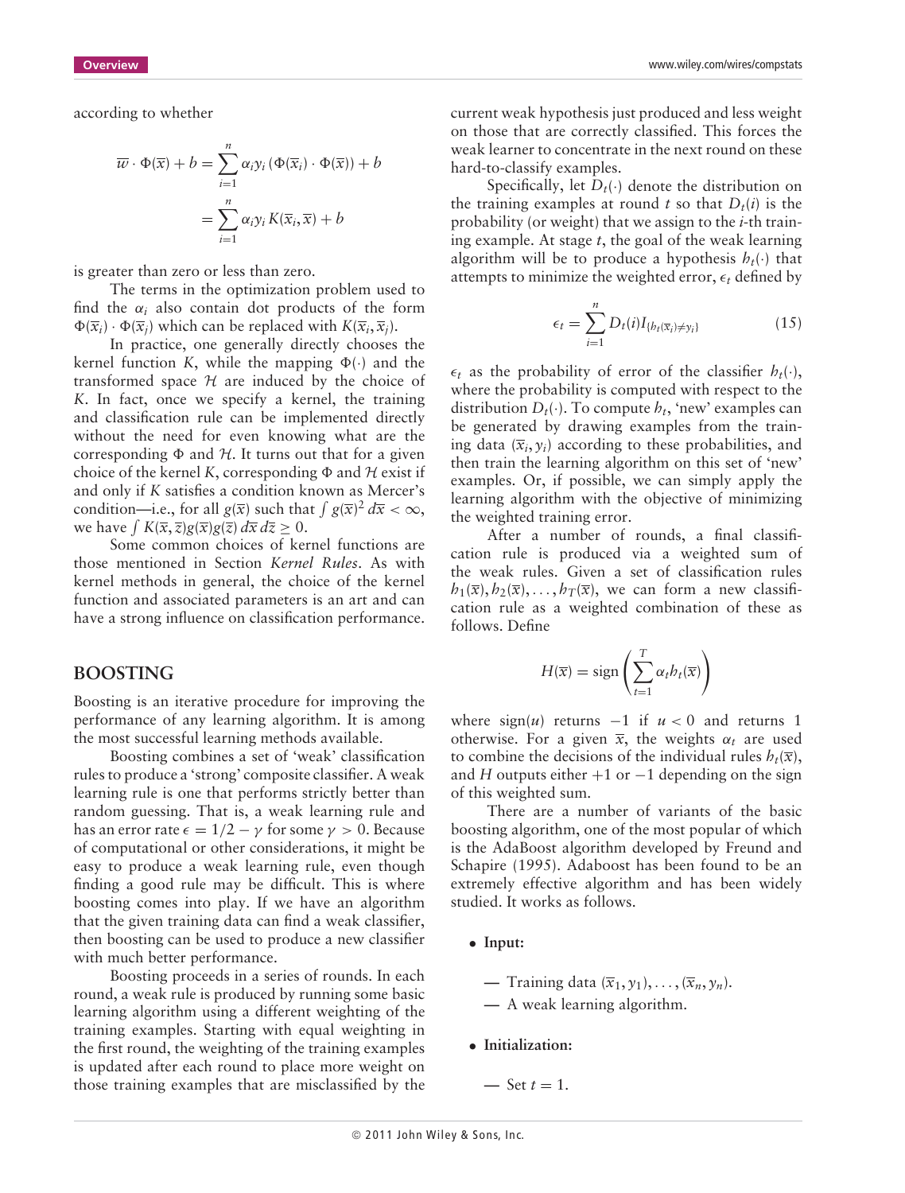according to whether

$$\overline{w} \cdot \Phi(\overline{x}) + b = \sum_{i=1}^{n} \alpha_i y_i \left( \Phi(\overline{x}_i) \cdot \Phi(\overline{x}) \right) + b$$

$$= \sum_{i=1}^{n} \alpha_i y_i \, K(\overline{x}_i, \overline{x}) + b$$

is greater than zero or less than zero.

The terms in the optimization problem used to find the $\alpha_i$ also contain dot products of the form $\Phi(\overline{x}_i) \cdot \Phi(\overline{x}_j)$ which can be replaced with $K(\overline{x}_i, \overline{x}_j)$.

In practice, one generally directly chooses the kernel function $K$, while the mapping $\Phi(\cdot)$ and the transformed space $\mathcal{H}$ are induced by the choice of $K$. In fact, once we specify a kernel, the training and classification rule can be implemented directly without the need for even knowing what are the corresponding $\Phi$ and $\mathcal{H}$. It turns out that for a given choice of the kernel $K$, corresponding $\Phi$ and $\mathcal{H}$ exist if and only if $K$ satisfies a condition known as Mercer's condition—i.e., for all $g(\overline{x})$ such that $\int g(\overline{x})^2 \, d\overline{x} < \infty$, we have $\int K(\overline{x}, \overline{z}) g(\overline{x}) g(\overline{z}) \, d\overline{x} \, d\overline{z} \geq 0$.

Some common choices of kernel functions are those mentioned in Section *Kernel Rules*. As with kernel methods in general, the choice of the kernel function and associated parameters is an art and can have a strong influence on classification performance.

## BOOSTING

Boosting is an iterative procedure for improving the performance of any learning algorithm. It is among the most successful learning methods available.

Boosting combines a set of 'weak' classification rules to produce a 'strong' composite classifier. A weak learning rule is one that performs strictly better than random guessing. That is, a weak learning rule and has an error rate $\epsilon = 1/2 - \gamma$ for some $\gamma > 0$. Because of computational or other considerations, it might be easy to produce a weak learning rule, even though finding a good rule may be difficult. This is where boosting comes into play. If we have an algorithm that the given training data can find a weak classifier, then boosting can be used to produce a new classifier with much better performance.

Boosting proceeds in a series of rounds. In each round, a weak rule is produced by running some basic learning algorithm using a different weighting of the training examples. Starting with equal weighting in the first round, the weighting of the training examples is updated after each round to place more weight on those training examples that are misclassified by the current weak hypothesis just produced and less weight on those that are correctly classified. This forces the weak learner to concentrate in the next round on these hard-to-classify examples.

Specifically, let $D_t(\cdot)$ denote the distribution on the training examples at round $t$ so that $D_t(i)$ is the probability (or weight) that we assign to the $i$-th training example. At stage $t$, the goal of the weak learning algorithm will be to produce a hypothesis $h_t(\cdot)$ that attempts to minimize the weighted error, $\epsilon_t$ defined by

$$\epsilon_t = \sum_{i=1}^{n} D_t(i) I_{\{h_t(\overline{x}_i) \neq y_i\}} \tag{15}$$

$\epsilon_t$ as the probability of error of the classifier $h_t(\cdot)$, where the probability is computed with respect to the distribution $D_t(\cdot)$. To compute $h_t$, 'new' examples can be generated by drawing examples from the training data $(\overline{x}_i, y_i)$ according to these probabilities, and then train the learning algorithm on this set of 'new' examples. Or, if possible, we can simply apply the learning algorithm with the objective of minimizing the weighted training error.

After a number of rounds, a final classification rule is produced via a weighted sum of the weak rules. Given a set of classification rules $h_1(\overline{x}), h_2(\overline{x}), \ldots, h_T(\overline{x})$, we can form a new classification rule as a weighted combination of these as follows. Define

$$H(\overline{x}) = \text{sign}\left( \sum_{t=1}^{T} \alpha_t h_t(\overline{x}) \right)$$

where $\text{sign}(u)$ returns $-1$ if $u < 0$ and returns 1 otherwise. For a given $\overline{x}$, the weights $\alpha_t$ are used to combine the decisions of the individual rules $h_t(\overline{x})$, and $H$ outputs either $+1$ or $-1$ depending on the sign of this weighted sum.

There are a number of variants of the basic boosting algorithm, one of the most popular of which is the AdaBoost algorithm developed by Freund and Schapire (1995). Adaboost has been found to be an extremely effective algorithm and has been widely studied. It works as follows.

- **Input:**
  - — Training data $(\overline{x}_1, y_1), \ldots, (\overline{x}_n, y_n)$.
  - — A weak learning algorithm.
- **Initialization:**
  - — Set $t = 1$.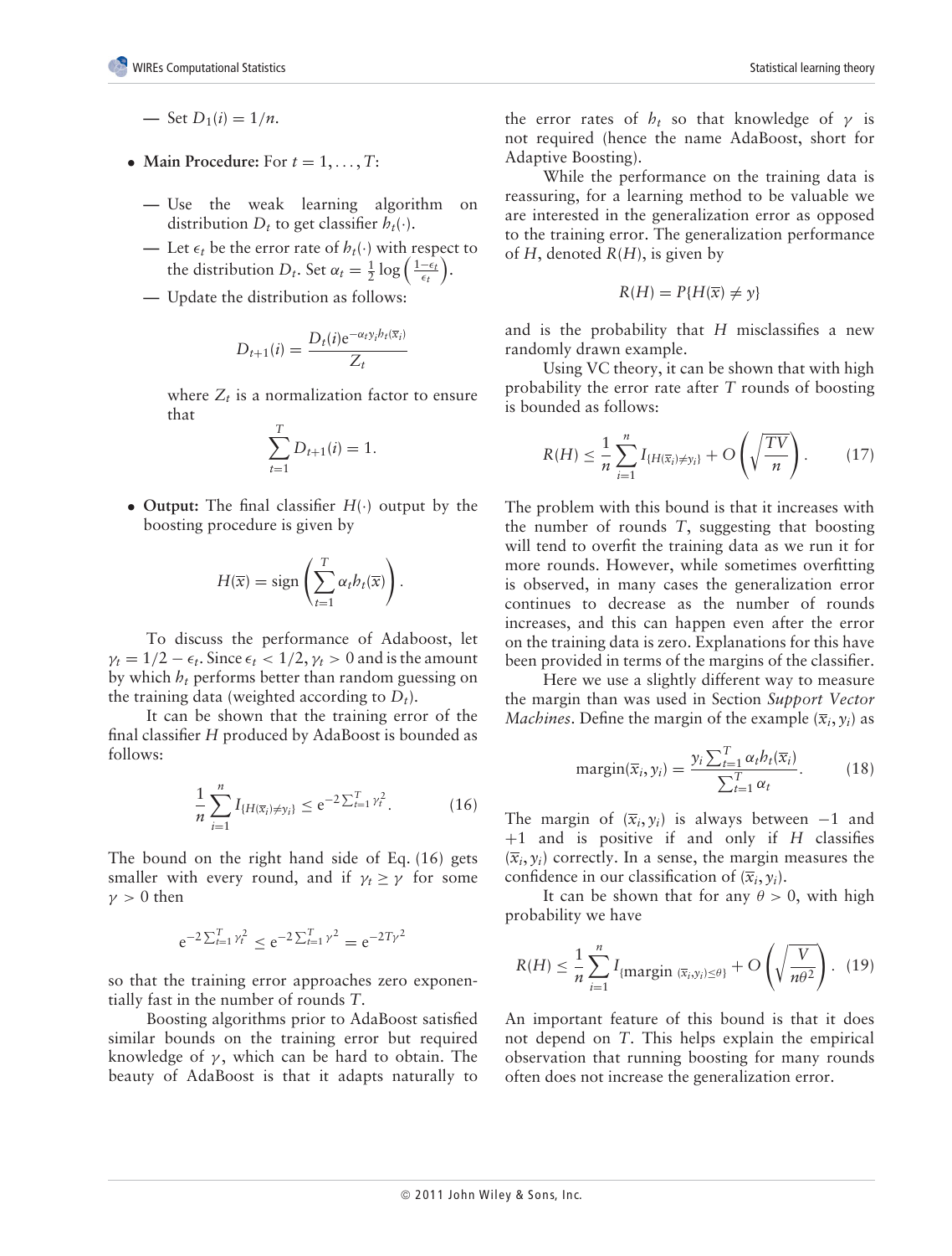— Set $D_1(i) = 1/n$.

- **Main Procedure:** For $t = 1, \ldots, T$:

  — Use the weak learning algorithm on distribution $D_t$ to get classifier $h_t(\cdot)$.

  — Let $\epsilon_t$ be the error rate of $h_t(\cdot)$ with respect to the distribution $D_t$. Set $\alpha_t = \frac{1}{2}\log\left(\frac{1-\epsilon_t}{\epsilon_t}\right)$.

  — Update the distribution as follows:

$$D_{t+1}(i) = \frac{D_t(i)e^{-\alpha_t y_i h_t(\overline{x}_i)}}{Z_t}$$

  where $Z_t$ is a normalization factor to ensure that

$$\sum_{t=1}^{T} D_{t+1}(i) = 1.$$

- **Output:** The final classifier $H(\cdot)$ output by the boosting procedure is given by

$$H(\overline{x}) = \text{sign}\left(\sum_{t=1}^{T} \alpha_t h_t(\overline{x})\right).$$

To discuss the performance of Adaboost, let $\gamma_t = 1/2 - \epsilon_t$. Since $\epsilon_t < 1/2, \gamma_t > 0$ and is the amount by which $h_t$ performs better than random guessing on the training data (weighted according to $D_t$).

It can be shown that the training error of the final classifier $H$ produced by AdaBoost is bounded as follows:

$$\frac{1}{n}\sum_{i=1}^{n} I_{\{H(\overline{x}_i) \neq y_i\}} \leq e^{-2\sum_{t=1}^{T}\gamma_t^2}. \tag{16}$$

The bound on the right hand side of Eq. (16) gets smaller with every round, and if $\gamma_t \geq \gamma$ for some $\gamma > 0$ then

$$e^{-2\sum_{t=1}^{T}\gamma_t^2} \leq e^{-2\sum_{t=1}^{T}\gamma^2} = e^{-2T\gamma^2}$$

so that the training error approaches zero exponentially fast in the number of rounds $T$.

Boosting algorithms prior to AdaBoost satisfied similar bounds on the training error but required knowledge of $\gamma$, which can be hard to obtain. The beauty of AdaBoost is that it adapts naturally to the error rates of $h_t$ so that knowledge of $\gamma$ is not required (hence the name AdaBoost, short for Adaptive Boosting).

While the performance on the training data is reassuring, for a learning method to be valuable we are interested in the generalization error as opposed to the training error. The generalization performance of $H$, denoted $R(H)$, is given by

$$R(H) = P\{H(\overline{x}) \neq y\}$$

and is the probability that $H$ misclassifies a new randomly drawn example.

Using VC theory, it can be shown that with high probability the error rate after $T$ rounds of boosting is bounded as follows:

$$R(H) \leq \frac{1}{n}\sum_{i=1}^{n} I_{\{H(\overline{x}_i) \neq y_i\}} + O\left(\sqrt{\frac{TV}{n}}\right). \tag{17}$$

The problem with this bound is that it increases with the number of rounds $T$, suggesting that boosting will tend to overfit the training data as we run it for more rounds. However, while sometimes overfitting is observed, in many cases the generalization error continues to decrease as the number of rounds increases, and this can happen even after the error on the training data is zero. Explanations for this have been provided in terms of the margins of the classifier.

Here we use a slightly different way to measure the margin than was used in Section *Support Vector Machines*. Define the margin of the example $(\overline{x}_i, y_i)$ as

$$\text{margin}(\overline{x}_i, y_i) = \frac{y_i \sum_{t=1}^{T} \alpha_t h_t(\overline{x}_i)}{\sum_{t=1}^{T} \alpha_t}. \tag{18}$$

The margin of $(\overline{x}_i, y_i)$ is always between $-1$ and $+1$ and is positive if and only if $H$ classifies $(\overline{x}_i, y_i)$ correctly. In a sense, the margin measures the confidence in our classification of $(\overline{x}_i, y_i)$.

It can be shown that for any $\theta > 0$, with high probability we have

$$R(H) \leq \frac{1}{n}\sum_{i=1}^{n} I_{\{\text{margin }(\overline{x}_i, y_i) \leq \theta\}} + O\left(\sqrt{\frac{V}{n\theta^2}}\right). \tag{19}$$

An important feature of this bound is that it does not depend on $T$. This helps explain the empirical observation that running boosting for many rounds often does not increase the generalization error.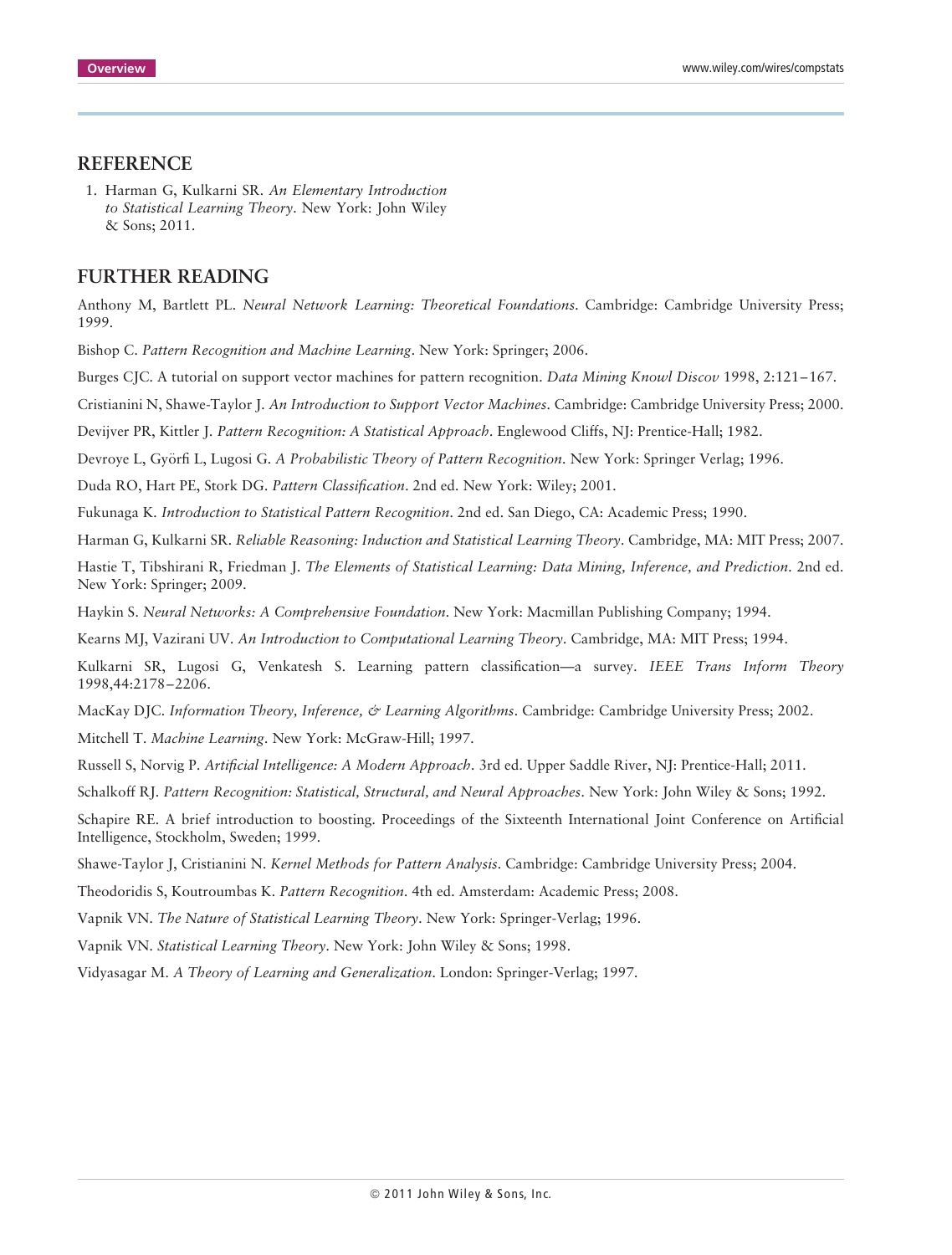## REFERENCE

1. Harman G, Kulkarni SR. *An Elementary Introduction to Statistical Learning Theory*. New York: John Wiley & Sons; 2011.

## FURTHER READING

Anthony M, Bartlett PL. *Neural Network Learning: Theoretical Foundations*. Cambridge: Cambridge University Press; 1999.

Bishop C. *Pattern Recognition and Machine Learning*. New York: Springer; 2006.

Burges CJC. A tutorial on support vector machines for pattern recognition. *Data Mining Knowl Discov* 1998, 2:121–167.

Cristianini N, Shawe-Taylor J. *An Introduction to Support Vector Machines*. Cambridge: Cambridge University Press; 2000.

Devijver PR, Kittler J. *Pattern Recognition: A Statistical Approach*. Englewood Cliffs, NJ: Prentice-Hall; 1982.

Devroye L, Györfi L, Lugosi G. *A Probabilistic Theory of Pattern Recognition*. New York: Springer Verlag; 1996.

Duda RO, Hart PE, Stork DG. *Pattern Classification*. 2nd ed. New York: Wiley; 2001.

Fukunaga K. *Introduction to Statistical Pattern Recognition*. 2nd ed. San Diego, CA: Academic Press; 1990.

Harman G, Kulkarni SR. *Reliable Reasoning: Induction and Statistical Learning Theory*. Cambridge, MA: MIT Press; 2007.

Hastie T, Tibshirani R, Friedman J. *The Elements of Statistical Learning: Data Mining, Inference, and Prediction*. 2nd ed. New York: Springer; 2009.

Haykin S. *Neural Networks: A Comprehensive Foundation*. New York: Macmillan Publishing Company; 1994.

Kearns MJ, Vazirani UV. *An Introduction to Computational Learning Theory*. Cambridge, MA: MIT Press; 1994.

Kulkarni SR, Lugosi G, Venkatesh S. Learning pattern classification—a survey. *IEEE Trans Inform Theory* 1998,44:2178–2206.

MacKay DJC. *Information Theory, Inference, & Learning Algorithms*. Cambridge: Cambridge University Press; 2002.

Mitchell T. *Machine Learning*. New York: McGraw-Hill; 1997.

Russell S, Norvig P. *Artificial Intelligence: A Modern Approach*. 3rd ed. Upper Saddle River, NJ: Prentice-Hall; 2011.

Schalkoff RJ. *Pattern Recognition: Statistical, Structural, and Neural Approaches*. New York: John Wiley & Sons; 1992.

Schapire RE. A brief introduction to boosting. Proceedings of the Sixteenth International Joint Conference on Artificial Intelligence, Stockholm, Sweden; 1999.

Shawe-Taylor J, Cristianini N. *Kernel Methods for Pattern Analysis*. Cambridge: Cambridge University Press; 2004.

Theodoridis S, Koutroumbas K. *Pattern Recognition*. 4th ed. Amsterdam: Academic Press; 2008.

Vapnik VN. *The Nature of Statistical Learning Theory*. New York: Springer-Verlag; 1996.

Vapnik VN. *Statistical Learning Theory*. New York: John Wiley & Sons; 1998.

Vidyasagar M. *A Theory of Learning and Generalization*. London: Springer-Verlag; 1997.